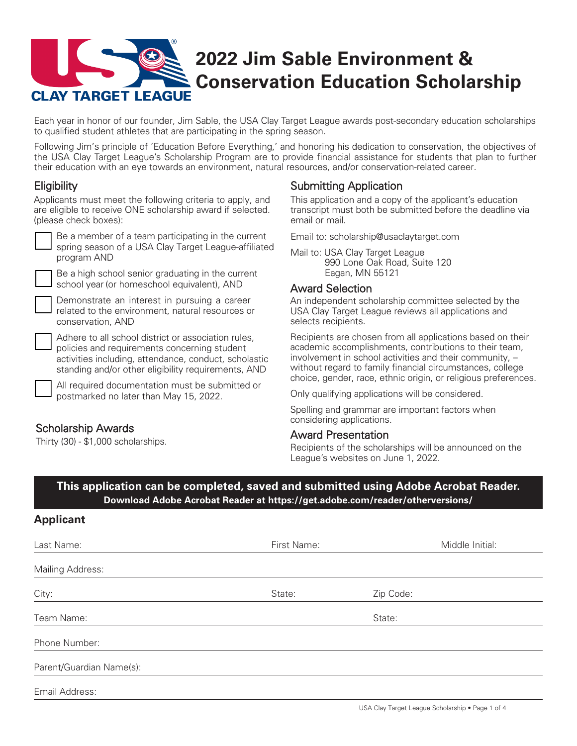# 2022 Jim Sable Environment & Conservation Education Scholarship

USA CLAY TARGET LEAGUE

Each year in honor of our founder, Jim Sable, the USA Clay Target League awards post-secondary education scholarships to qualified student athletes that are participating in the spring season.

Following Jim's principle of 'Education Before Everything,' and honoring his dedication to conservation, the objectives of the USA Clay Target League's Scholarship Program are to provide financial assistance for students that plan to further their education with an eye towards an environment, natural resources, and/or conservation-related career.

## Eligibility

Applicants must meet the following criteria to apply, and are eligible to receive ONE scholarship award if selected. (please check boxes):

- ☐ Be a member of a team participating in the current spring season of a USA Clay Target League-affiliated program AND
- ☐ Be a high school senior graduating in the current school year (or homeschool equivalent), AND
- ☐ Demonstrate an interest in pursuing a career related to the environment, natural resources or conservation, AND
- ☐ Adhere to all school district or association rules, policies and requirements concerning student activities including, attendance, conduct, scholastic standing and/or other eligibility requirements, AND
- ☐ All required documentation must be submitted or postmarked no later than May 15, 2022.

## Scholarship Awards

Thirty (30) - $1,000 scholarships.

## Submitting Application

This application and a copy of the applicant's education transcript must both be submitted before the deadline via email or mail.

Email to: scholarship@usaclaytarget.com

Mail to: USA Clay Target League
990 Lone Oak Road, Suite 120
Eagan, MN 55121

## Award Selection

An independent scholarship committee selected by the USA Clay Target League reviews all applications and selects recipients.

Recipients are chosen from all applications based on their academic accomplishments, contributions to their team, involvement in school activities and their community, – without regard to family financial circumstances, college choice, gender, race, ethnic origin, or religious preferences.

Only qualifying applications will be considered.

Spelling and grammar are important factors when considering applications.

## Award Presentation

Recipients of the scholarships will be announced on the League's websites on June 1, 2022.

**This application can be completed, saved and submitted using Adobe Acrobat Reader.**
**Download Adobe Acrobat Reader at https://get.adobe.com/reader/otherversions/**

## Applicant

Last Name: ____________________ First Name: ____________________ Middle Initial: ________

Mailing Address: ____________________

City: ____________________ State: ________ Zip Code: ________

Team Name: ____________________ State: ________

Phone Number: ____________________

Parent/Guardian Name(s): ____________________

Email Address: ____________________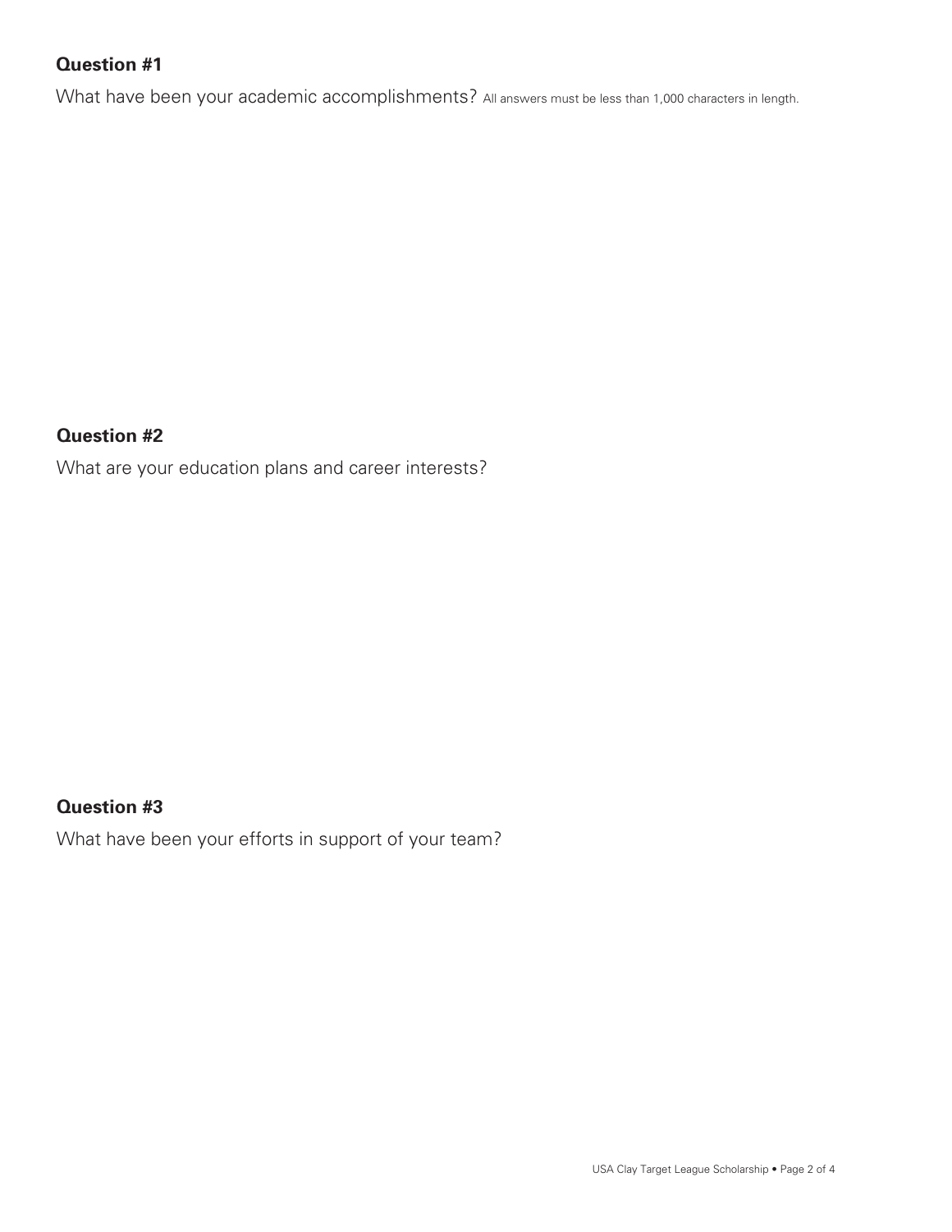**Question #1**

What have been your academic accomplishments? All answers must be less than 1,000 characters in length.

**Question #2**

What are your education plans and career interests?

**Question #3**

What have been your efforts in support of your team?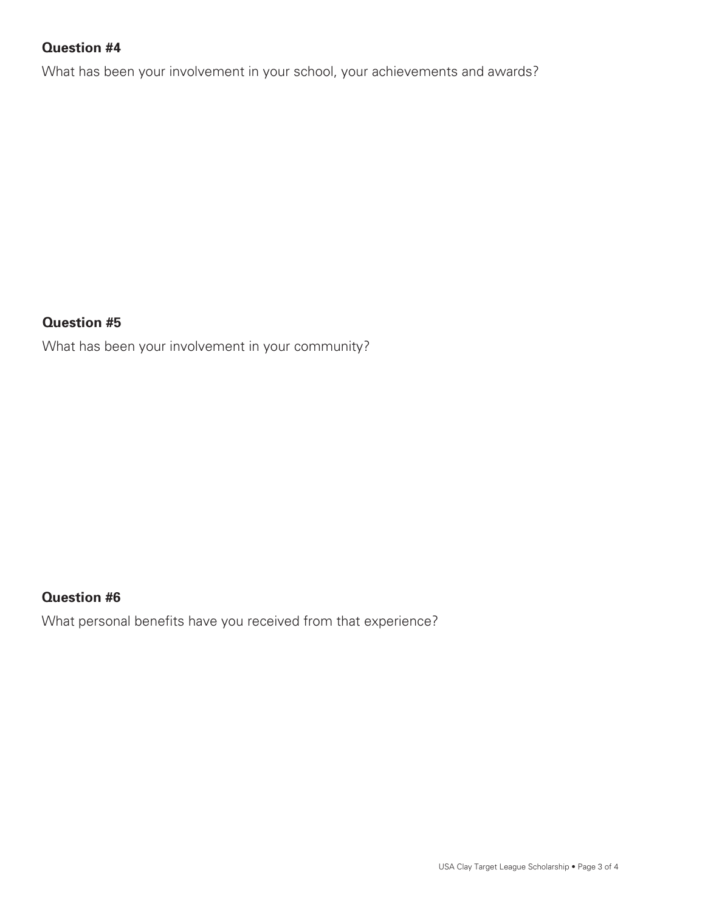**Question #4**

What has been your involvement in your school, your achievements and awards?

**Question #5**

What has been your involvement in your community?

**Question #6**

What personal benefits have you received from that experience?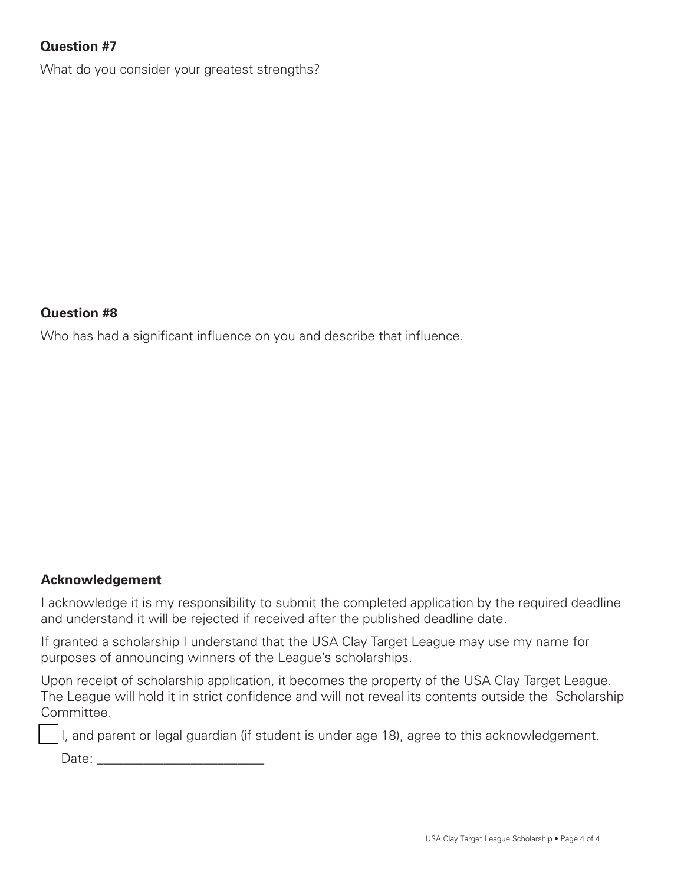**Question #7**

What do you consider your greatest strengths?

**Question #8**

Who has had a significant influence on you and describe that influence.

**Acknowledgement**

I acknowledge it is my responsibility to submit the completed application by the required deadline and understand it will be rejected if received after the published deadline date.

If granted a scholarship I understand that the USA Clay Target League may use my name for purposes of announcing winners of the League's scholarships.

Upon receipt of scholarship application, it becomes the property of the USA Clay Target League. The League will hold it in strict confidence and will not reveal its contents outside the Scholarship Committee.

☐ I, and parent or legal guardian (if student is under age 18), agree to this acknowledgement.

Date: ________________________